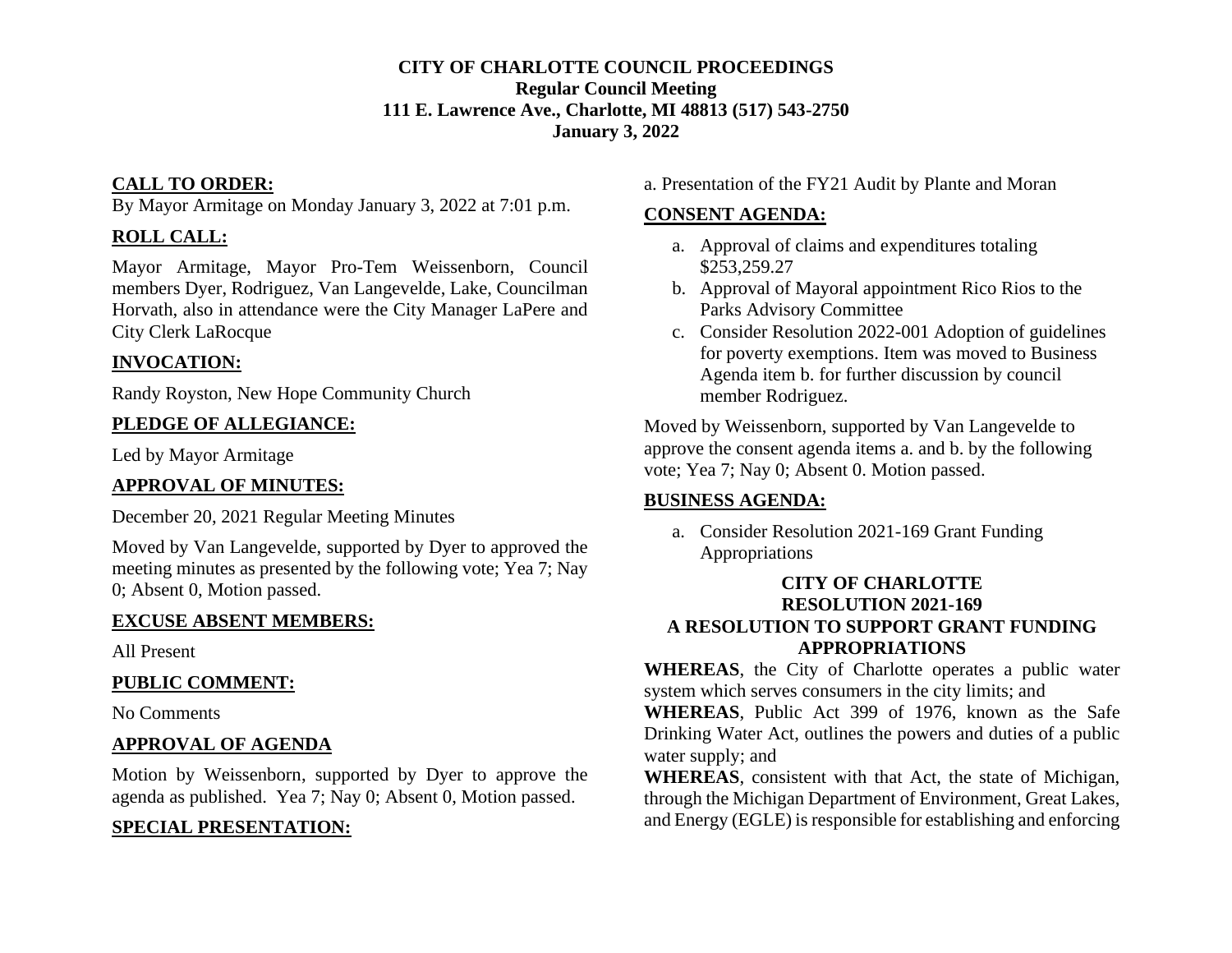# CITY OF CHARLOTTE COUNCIL PROCEEDINGS

**Regular Council Meeting**
**111 E. Lawrence Ave., Charlotte, MI 48813 (517) 543-2750**
**January 3, 2022**

## CALL TO ORDER:

By Mayor Armitage on Monday January 3, 2022 at 7:01 p.m.

## ROLL CALL:

Mayor Armitage, Mayor Pro-Tem Weissenborn, Council members Dyer, Rodriguez, Van Langevelde, Lake, Councilman Horvath, also in attendance were the City Manager LaPere and City Clerk LaRocque

## INVOCATION:

Randy Royston, New Hope Community Church

## PLEDGE OF ALLEGIANCE:

Led by Mayor Armitage

## APPROVAL OF MINUTES:

December 20, 2021 Regular Meeting Minutes

Moved by Van Langevelde, supported by Dyer to approved the meeting minutes as presented by the following vote; Yea 7; Nay 0; Absent 0, Motion passed.

## EXCUSE ABSENT MEMBERS:

All Present

## PUBLIC COMMENT:

No Comments

## APPROVAL OF AGENDA

Motion by Weissenborn, supported by Dyer to approve the agenda as published. Yea 7; Nay 0; Absent 0, Motion passed.

## SPECIAL PRESENTATION:

a. Presentation of the FY21 Audit by Plante and Moran

## CONSENT AGENDA:

a. Approval of claims and expenditures totaling $253,259.27
b. Approval of Mayoral appointment Rico Rios to the Parks Advisory Committee
c. Consider Resolution 2022-001 Adoption of guidelines for poverty exemptions. Item was moved to Business Agenda item b. for further discussion by council member Rodriguez.

Moved by Weissenborn, supported by Van Langevelde to approve the consent agenda items a. and b. by the following vote; Yea 7; Nay 0; Absent 0. Motion passed.

## BUSINESS AGENDA:

a. Consider Resolution 2021-169 Grant Funding Appropriations

**CITY OF CHARLOTTE**
**RESOLUTION 2021-169**
**A RESOLUTION TO SUPPORT GRANT FUNDING APPROPRIATIONS**

**WHEREAS**, the City of Charlotte operates a public water system which serves consumers in the city limits; and

**WHEREAS**, Public Act 399 of 1976, known as the Safe Drinking Water Act, outlines the powers and duties of a public water supply; and

**WHEREAS**, consistent with that Act, the state of Michigan, through the Michigan Department of Environment, Great Lakes, and Energy (EGLE) is responsible for establishing and enforcing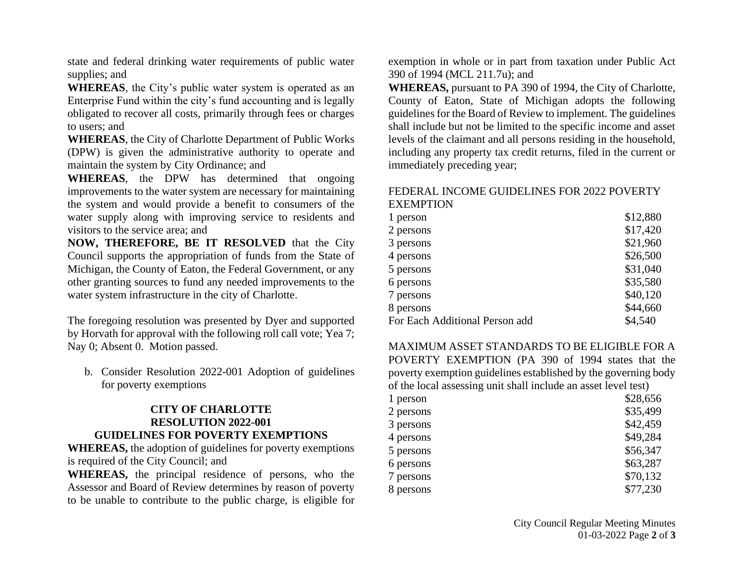state and federal drinking water requirements of public water supplies; and

**WHEREAS**, the City's public water system is operated as an Enterprise Fund within the city's fund accounting and is legally obligated to recover all costs, primarily through fees or charges to users; and

**WHEREAS**, the City of Charlotte Department of Public Works (DPW) is given the administrative authority to operate and maintain the system by City Ordinance; and

**WHEREAS**, the DPW has determined that ongoing improvements to the water system are necessary for maintaining the system and would provide a benefit to consumers of the water supply along with improving service to residents and visitors to the service area; and

**NOW, THEREFORE, BE IT RESOLVED** that the City Council supports the appropriation of funds from the State of Michigan, the County of Eaton, the Federal Government, or any other granting sources to fund any needed improvements to the water system infrastructure in the city of Charlotte.

The foregoing resolution was presented by Dyer and supported by Horvath for approval with the following roll call vote; Yea 7; Nay 0; Absent 0. Motion passed.

b. Consider Resolution 2022-001 Adoption of guidelines for poverty exemptions

**CITY OF CHARLOTTE**
**RESOLUTION 2022-001**
**GUIDELINES FOR POVERTY EXEMPTIONS**

**WHEREAS,** the adoption of guidelines for poverty exemptions is required of the City Council; and

**WHEREAS,** the principal residence of persons, who the Assessor and Board of Review determines by reason of poverty to be unable to contribute to the public charge, is eligible for exemption in whole or in part from taxation under Public Act 390 of 1994 (MCL 211.7u); and

**WHEREAS,** pursuant to PA 390 of 1994, the City of Charlotte, County of Eaton, State of Michigan adopts the following guidelines for the Board of Review to implement. The guidelines shall include but not be limited to the specific income and asset levels of the claimant and all persons residing in the household, including any property tax credit returns, filed in the current or immediately preceding year;

FEDERAL INCOME GUIDELINES FOR 2022 POVERTY EXEMPTION

| | |
|---|---|
| 1 person | $12,880 |
| 2 persons | $17,420 |
| 3 persons | $21,960 |
| 4 persons | $26,500 |
| 5 persons | $31,040 |
| 6 persons | $35,580 |
| 7 persons | $40,120 |
| 8 persons | $44,660 |
| For Each Additional Person add | $4,540 |

MAXIMUM ASSET STANDARDS TO BE ELIGIBLE FOR A POVERTY EXEMPTION (PA 390 of 1994 states that the poverty exemption guidelines established by the governing body of the local assessing unit shall include an asset level test)

| | |
|---|---|
| 1 person | $28,656 |
| 2 persons | $35,499 |
| 3 persons | $42,459 |
| 4 persons | $49,284 |
| 5 persons | $56,347 |
| 6 persons | $63,287 |
| 7 persons | $70,132 |
| 8 persons | $77,230 |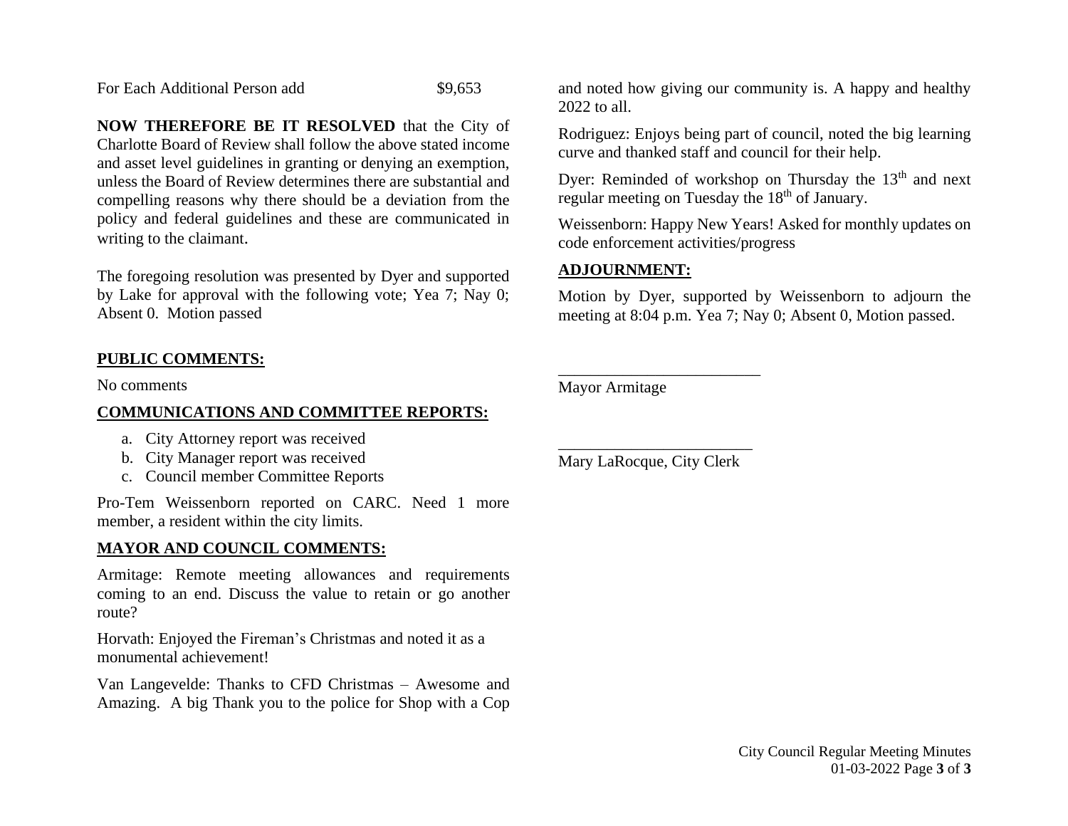For Each Additional Person add $9,653

**NOW THEREFORE BE IT RESOLVED** that the City of Charlotte Board of Review shall follow the above stated income and asset level guidelines in granting or denying an exemption, unless the Board of Review determines there are substantial and compelling reasons why there should be a deviation from the policy and federal guidelines and these are communicated in writing to the claimant.

The foregoing resolution was presented by Dyer and supported by Lake for approval with the following vote; Yea 7; Nay 0; Absent 0. Motion passed

**PUBLIC COMMENTS:**

No comments

**COMMUNICATIONS AND COMMITTEE REPORTS:**

a. City Attorney report was received
b. City Manager report was received
c. Council member Committee Reports

Pro-Tem Weissenborn reported on CARC. Need 1 more member, a resident within the city limits.

**MAYOR AND COUNCIL COMMENTS:**

Armitage: Remote meeting allowances and requirements coming to an end. Discuss the value to retain or go another route?

Horvath: Enjoyed the Fireman's Christmas and noted it as a monumental achievement!

Van Langevelde: Thanks to CFD Christmas – Awesome and Amazing. A big Thank you to the police for Shop with a Cop and noted how giving our community is. A happy and healthy 2022 to all.

Rodriguez: Enjoys being part of council, noted the big learning curve and thanked staff and council for their help.

Dyer: Reminded of workshop on Thursday the 13th and next regular meeting on Tuesday the 18th of January.

Weissenborn: Happy New Years! Asked for monthly updates on code enforcement activities/progress

**ADJOURNMENT:**

Motion by Dyer, supported by Weissenborn to adjourn the meeting at 8:04 p.m. Yea 7; Nay 0; Absent 0, Motion passed.

_________________________
Mayor Armitage

_________________________
Mary LaRocque, City Clerk